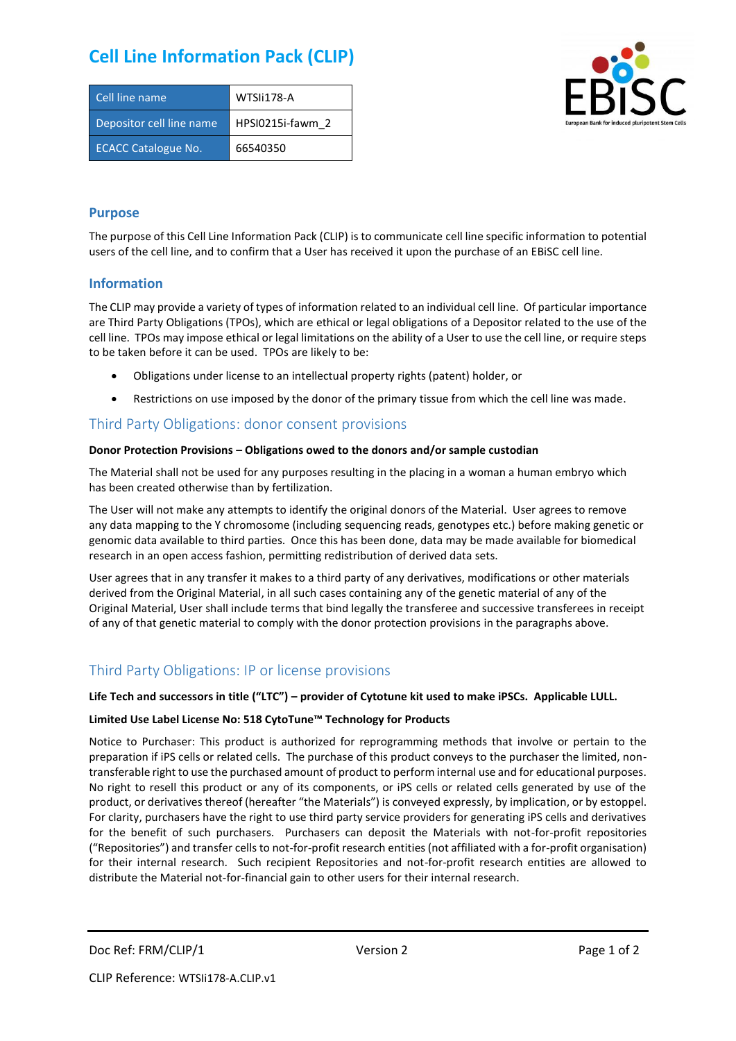# Cell Line Information Pack (CLIP)

| Cell line name | WTSIi178-A |
|---|---|
| Depositor cell line name | HPSI0215i-fawm_2 |
| ECACC Catalogue No. | 66540350 |

## Purpose

The purpose of this Cell Line Information Pack (CLIP) is to communicate cell line specific information to potential users of the cell line, and to confirm that a User has received it upon the purchase of an EBiSC cell line.

## Information

The CLIP may provide a variety of types of information related to an individual cell line. Of particular importance are Third Party Obligations (TPOs), which are ethical or legal obligations of a Depositor related to the use of the cell line. TPOs may impose ethical or legal limitations on the ability of a User to use the cell line, or require steps to be taken before it can be used. TPOs are likely to be:

- Obligations under license to an intellectual property rights (patent) holder, or
- Restrictions on use imposed by the donor of the primary tissue from which the cell line was made.

## Third Party Obligations: donor consent provisions

**Donor Protection Provisions – Obligations owed to the donors and/or sample custodian**

The Material shall not be used for any purposes resulting in the placing in a woman a human embryo which has been created otherwise than by fertilization.

The User will not make any attempts to identify the original donors of the Material. User agrees to remove any data mapping to the Y chromosome (including sequencing reads, genotypes etc.) before making genetic or genomic data available to third parties. Once this has been done, data may be made available for biomedical research in an open access fashion, permitting redistribution of derived data sets.

User agrees that in any transfer it makes to a third party of any derivatives, modifications or other materials derived from the Original Material, in all such cases containing any of the genetic material of any of the Original Material, User shall include terms that bind legally the transferee and successive transferees in receipt of any of that genetic material to comply with the donor protection provisions in the paragraphs above.

## Third Party Obligations: IP or license provisions

**Life Tech and successors in title ("LTC") – provider of Cytotune kit used to make iPSCs. Applicable LULL.**

**Limited Use Label License No: 518 CytoTune™ Technology for Products**

Notice to Purchaser: This product is authorized for reprogramming methods that involve or pertain to the preparation if iPS cells or related cells. The purchase of this product conveys to the purchaser the limited, non-transferable right to use the purchased amount of product to perform internal use and for educational purposes. No right to resell this product or any of its components, or iPS cells or related cells generated by use of the product, or derivatives thereof (hereafter "the Materials") is conveyed expressly, by implication, or by estoppel. For clarity, purchasers have the right to use third party service providers for generating iPS cells and derivatives for the benefit of such purchasers. Purchasers can deposit the Materials with not-for-profit repositories ("Repositories") and transfer cells to not-for-profit research entities (not affiliated with a for-profit organisation) for their internal research. Such recipient Repositories and not-for-profit research entities are allowed to distribute the Material not-for-financial gain to other users for their internal research.

Doc Ref: FRM/CLIP/1 Version 2

CLIP Reference: WTSIi178-A.CLIP.v1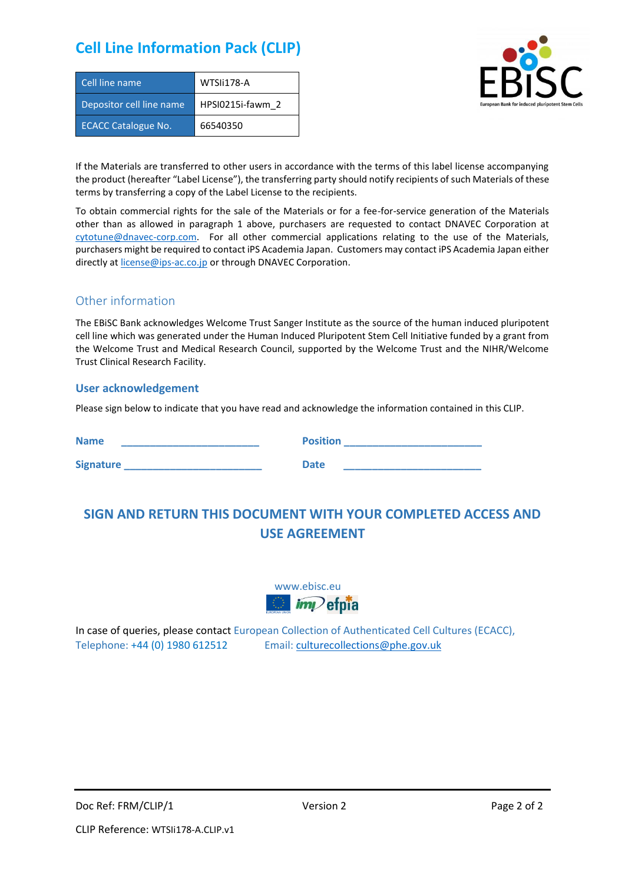# Cell Line Information Pack (CLIP)

| | |
|---|---|
| Cell line name | WTSIi178-A |
| Depositor cell line name | HPSI0215i-fawm_2 |
| ECACC Catalogue No. | 66540350 |

If the Materials are transferred to other users in accordance with the terms of this label license accompanying the product (hereafter "Label License"), the transferring party should notify recipients of such Materials of these terms by transferring a copy of the Label License to the recipients.

To obtain commercial rights for the sale of the Materials or for a fee-for-service generation of the Materials other than as allowed in paragraph 1 above, purchasers are requested to contact DNAVEC Corporation at cytotune@dnavec-corp.com. For all other commercial applications relating to the use of the Materials, purchasers might be required to contact iPS Academia Japan. Customers may contact iPS Academia Japan either directly at license@ips-ac.co.jp or through DNAVEC Corporation.

## Other information

The EBiSC Bank acknowledges Welcome Trust Sanger Institute as the source of the human induced pluripotent cell line which was generated under the Human Induced Pluripotent Stem Cell Initiative funded by a grant from the Welcome Trust and Medical Research Council, supported by the Welcome Trust and the NIHR/Welcome Trust Clinical Research Facility.

### User acknowledgement

Please sign below to indicate that you have read and acknowledge the information contained in this CLIP.

**Name** ________________________ **Position** ________________________

**Signature** ________________________ **Date** ________________________

## SIGN AND RETURN THIS DOCUMENT WITH YOUR COMPLETED ACCESS AND USE AGREEMENT

www.ebisc.eu

In case of queries, please contact European Collection of Authenticated Cell Cultures (ECACC), Telephone: +44 (0) 1980 612512 Email: culturecollections@phe.gov.uk

Doc Ref: FRM/CLIP/1 Version 2

CLIP Reference: WTSIi178-A.CLIP.v1